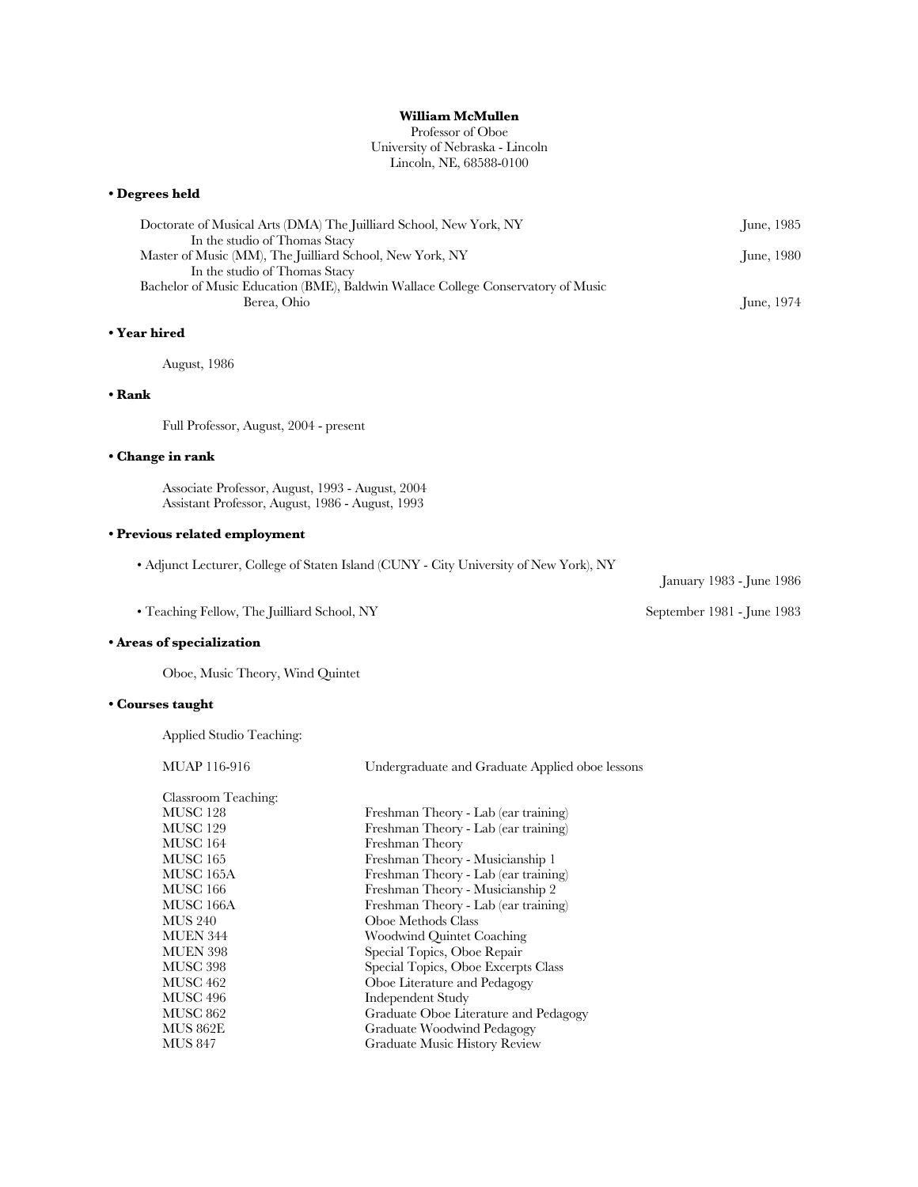**William McMullen**
Professor of Oboe
University of Nebraska - Lincoln
Lincoln, NE, 68588-0100

## • Degrees held

Doctorate of Musical Arts (DMA) The Juilliard School, New York, NY — June, 1985
In the studio of Thomas Stacy

Master of Music (MM), The Juilliard School, New York, NY — June, 1980
In the studio of Thomas Stacy

Bachelor of Music Education (BME), Baldwin Wallace College Conservatory of Music
Berea, Ohio — June, 1974

## • Year hired

August, 1986

## • Rank

Full Professor, August, 2004 - present

## • Change in rank

Associate Professor, August, 1993 - August, 2004
Assistant Professor, August, 1986 - August, 1993

## • Previous related employment

- Adjunct Lecturer, College of Staten Island (CUNY - City University of New York), NY — January 1983 - June 1986
- Teaching Fellow, The Juilliard School, NY — September 1981 - June 1983

## • Areas of specialization

Oboe, Music Theory, Wind Quintet

## • Courses taught

Applied Studio Teaching:

| | |
|---|---|
| MUAP 116-916 | Undergraduate and Graduate Applied oboe lessons |

Classroom Teaching:

| | |
|---|---|
| MUSC 128 | Freshman Theory - Lab (ear training) |
| MUSC 129 | Freshman Theory - Lab (ear training) |
| MUSC 164 | Freshman Theory |
| MUSC 165 | Freshman Theory - Musicianship 1 |
| MUSC 165A | Freshman Theory - Lab (ear training) |
| MUSC 166 | Freshman Theory - Musicianship 2 |
| MUSC 166A | Freshman Theory - Lab (ear training) |
| MUS 240 | Oboe Methods Class |
| MUEN 344 | Woodwind Quintet Coaching |
| MUEN 398 | Special Topics, Oboe Repair |
| MUSC 398 | Special Topics, Oboe Excerpts Class |
| MUSC 462 | Oboe Literature and Pedagogy |
| MUSC 496 | Independent Study |
| MUSC 862 | Graduate Oboe Literature and Pedagogy |
| MUS 862E | Graduate Woodwind Pedagogy |
| MUS 847 | Graduate Music History Review |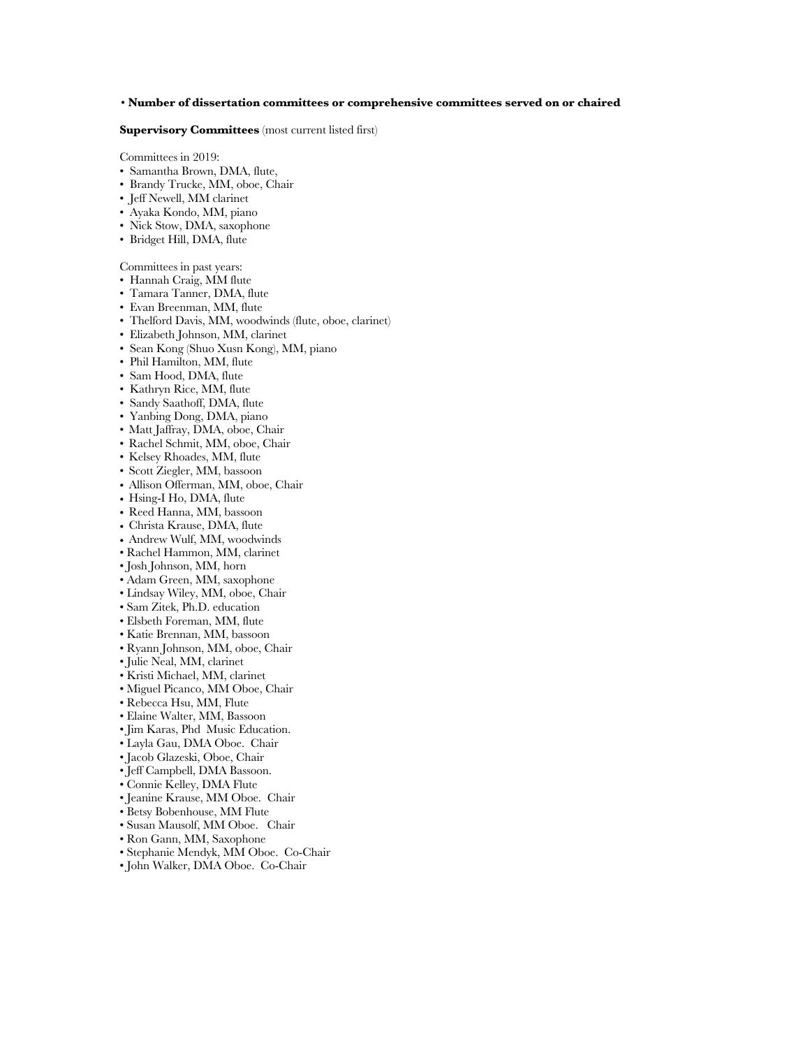**• Number of dissertation committees or comprehensive committees served on or chaired**

**Supervisory Committees** (most current listed first)

Committees in 2019:

- Samantha Brown, DMA, flute,
- Brandy Trucke, MM, oboe, Chair
- Jeff Newell, MM clarinet
- Ayaka Kondo, MM, piano
- Nick Stow, DMA, saxophone
- Bridget Hill, DMA, flute

Committees in past years:

- Hannah Craig, MM flute
- Tamara Tanner, DMA, flute
- Evan Breenman, MM, flute
- Thelford Davis, MM, woodwinds (flute, oboe, clarinet)
- Elizabeth Johnson, MM, clarinet
- Sean Kong (Shuo Xusn Kong), MM, piano
- Phil Hamilton, MM, flute
- Sam Hood, DMA, flute
- Kathryn Rice, MM, flute
- Sandy Saathoff, DMA, flute
- Yanbing Dong, DMA, piano
- Matt Jaffray, DMA, oboe, Chair
- Rachel Schmit, MM, oboe, Chair
- Kelsey Rhoades, MM, flute
- Scott Ziegler, MM, bassoon
- Allison Offerman, MM, oboe, Chair
- Hsing-I Ho, DMA, flute
- Reed Hanna, MM, bassoon
- Christa Krause, DMA, flute
- Andrew Wulf, MM, woodwinds
- Rachel Hammon, MM, clarinet
- Josh Johnson, MM, horn
- Adam Green, MM, saxophone
- Lindsay Wiley, MM, oboe, Chair
- Sam Zitek, Ph.D. education
- Elsbeth Foreman, MM, flute
- Katie Brennan, MM, bassoon
- Ryann Johnson, MM, oboe, Chair
- Julie Neal, MM, clarinet
- Kristi Michael, MM, clarinet
- Miguel Picanco, MM Oboe, Chair
- Rebecca Hsu, MM, Flute
- Elaine Walter, MM, Bassoon
- Jim Karas, Phd Music Education.
- Layla Gau, DMA Oboe. Chair
- Jacob Glazeski, Oboe, Chair
- Jeff Campbell, DMA Bassoon.
- Connie Kelley, DMA Flute
- Jeanine Krause, MM Oboe. Chair
- Betsy Bobenhouse, MM Flute
- Susan Mausolf, MM Oboe. Chair
- Ron Gann, MM, Saxophone
- Stephanie Mendyk, MM Oboe. Co-Chair
- John Walker, DMA Oboe. Co-Chair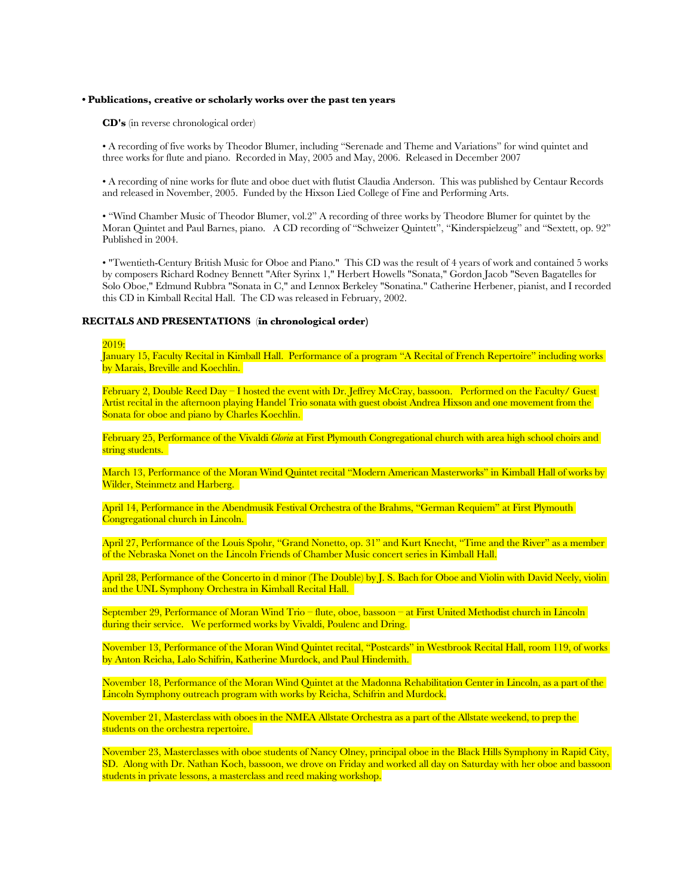**• Publications, creative or scholarly works over the past ten years**

**CD's** (in reverse chronological order)

• A recording of five works by Theodor Blumer, including "Serenade and Theme and Variations" for wind quintet and three works for flute and piano. Recorded in May, 2005 and May, 2006. Released in December 2007

• A recording of nine works for flute and oboe duet with flutist Claudia Anderson. This was published by Centaur Records and released in November, 2005. Funded by the Hixson Lied College of Fine and Performing Arts.

• "Wind Chamber Music of Theodor Blumer, vol.2" A recording of three works by Theodore Blumer for quintet by the Moran Quintet and Paul Barnes, piano. A CD recording of "Schweizer Quintett", "Kinderspielzeug" and "Sextett, op. 92" Published in 2004.

• "Twentieth-Century British Music for Oboe and Piano." This CD was the result of 4 years of work and contained 5 works by composers Richard Rodney Bennett "After Syrinx 1," Herbert Howells "Sonata," Gordon Jacob "Seven Bagatelles for Solo Oboe," Edmund Rubbra "Sonata in C," and Lennox Berkeley "Sonatina." Catherine Herbener, pianist, and I recorded this CD in Kimball Recital Hall. The CD was released in February, 2002.

**RECITALS AND PRESENTATIONS (in chronological order)**

2019:

January 15, Faculty Recital in Kimball Hall. Performance of a program "A Recital of French Repertoire" including works by Marais, Breville and Koechlin.

February 2, Double Reed Day – I hosted the event with Dr. Jeffrey McCray, bassoon. Performed on the Faculty/ Guest Artist recital in the afternoon playing Handel Trio sonata with guest oboist Andrea Hixson and one movement from the Sonata for oboe and piano by Charles Koechlin.

February 25, Performance of the Vivaldi *Gloria* at First Plymouth Congregational church with area high school choirs and string students.

March 13, Performance of the Moran Wind Quintet recital "Modern American Masterworks" in Kimball Hall of works by Wilder, Steinmetz and Harberg.

April 14, Performance in the Abendmusik Festival Orchestra of the Brahms, "German Requiem" at First Plymouth Congregational church in Lincoln.

April 27, Performance of the Louis Spohr, "Grand Nonetto, op. 31" and Kurt Knecht, "Time and the River" as a member of the Nebraska Nonet on the Lincoln Friends of Chamber Music concert series in Kimball Hall.

April 28, Performance of the Concerto in d minor (The Double) by J. S. Bach for Oboe and Violin with David Neely, violin and the UNL Symphony Orchestra in Kimball Recital Hall.

September 29, Performance of Moran Wind Trio – flute, oboe, bassoon – at First United Methodist church in Lincoln during their service. We performed works by Vivaldi, Poulenc and Dring.

November 13, Performance of the Moran Wind Quintet recital, "Postcards" in Westbrook Recital Hall, room 119, of works by Anton Reicha, Lalo Schifrin, Katherine Murdock, and Paul Hindemith.

November 18, Performance of the Moran Wind Quintet at the Madonna Rehabilitation Center in Lincoln, as a part of the Lincoln Symphony outreach program with works by Reicha, Schifrin and Murdock.

November 21, Masterclass with oboes in the NMEA Allstate Orchestra as a part of the Allstate weekend, to prep the students on the orchestra repertoire.

November 23, Masterclasses with oboe students of Nancy Olney, principal oboe in the Black Hills Symphony in Rapid City, SD. Along with Dr. Nathan Koch, bassoon, we drove on Friday and worked all day on Saturday with her oboe and bassoon students in private lessons, a masterclass and reed making workshop.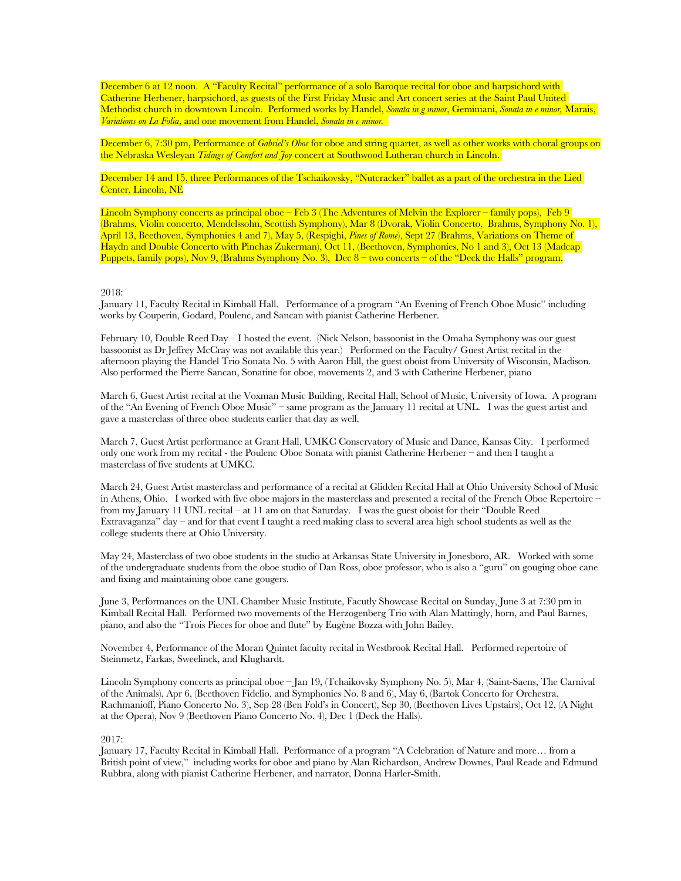December 6 at 12 noon. A "Faculty Recital" performance of a solo Baroque recital for oboe and harpsichord with Catherine Herbener, harpsichord, as guests of the First Friday Music and Art concert series at the Saint Paul United Methodist church in downtown Lincoln. Performed works by Handel, *Sonata in g minor*, Geminiani, *Sonata in e minor,* Marais, *Variations on La Folia*, and one movement from Handel, *Sonata in c minor.*

December 6, 7:30 pm, Performance of *Gabriel's Oboe* for oboe and string quartet, as well as other works with choral groups on the Nebraska Wesleyan *Tidings of Comfort and Joy* concert at Southwood Lutheran church in Lincoln.

December 14 and 15, three Performances of the Tschaikovsky, "Nutcracker" ballet as a part of the orchestra in the Lied Center, Lincoln, NE

Lincoln Symphony concerts as principal oboe – Feb 3 (The Adventures of Melvin the Explorer – family pops), Feb 9 (Brahms, Violin concerto, Mendelssohn, Scottish Symphony), Mar 8 (Dvorak, Violin Concerto, Brahms, Symphony No. 1), April 13, Beethoven, Symphonies 4 and 7), May 5, (Respighi, *Pines of Rome*), Sept 27 (Brahms, Variations on Theme of Haydn and Double Concerto with Pinchas Zukerman), Oct 11, (Beethoven, Symphonies, No 1 and 3), Oct 13 (Madcap Puppets, family pops), Nov 9, (Brahms Symphony No. 3), Dec 8 – two concerts – of the "Deck the Halls" program.

2018:

January 11, Faculty Recital in Kimball Hall. Performance of a program "An Evening of French Oboe Music" including works by Couperin, Godard, Poulenc, and Sancan with pianist Catherine Herbener.

February 10, Double Reed Day – I hosted the event. (Nick Nelson, bassoonist in the Omaha Symphony was our guest bassoonist as Dr Jeffrey McCray was not available this year.) Performed on the Faculty/ Guest Artist recital in the afternoon playing the Handel Trio Sonata No. 5 with Aaron Hill, the guest oboist from University of Wisconsin, Madison. Also performed the Pierre Sancan, Sonatine for oboe, movements 2, and 3 with Catherine Herbener, piano

March 6, Guest Artist recital at the Voxman Music Building, Recital Hall, School of Music, University of Iowa. A program of the "An Evening of French Oboe Music" – same program as the January 11 recital at UNL. I was the guest artist and gave a masterclass of three oboe students earlier that day as well.

March 7, Guest Artist performance at Grant Hall, UMKC Conservatory of Music and Dance, Kansas City. I performed only one work from my recital - the Poulenc Oboe Sonata with pianist Catherine Herbener – and then I taught a masterclass of five students at UMKC.

March 24, Guest Artist masterclass and performance of a recital at Glidden Recital Hall at Ohio University School of Music in Athens, Ohio. I worked with five oboe majors in the masterclass and presented a recital of the French Oboe Repertoire – from my January 11 UNL recital – at 11 am on that Saturday. I was the guest oboist for their "Double Reed Extravaganza" day – and for that event I taught a reed making class to several area high school students as well as the college students there at Ohio University.

May 24, Masterclass of two oboe students in the studio at Arkansas State University in Jonesboro, AR. Worked with some of the undergraduate students from the oboe studio of Dan Ross, oboe professor, who is also a "guru" on gouging oboe cane and fixing and maintaining oboe cane gougers.

June 3, Performances on the UNL Chamber Music Institute, Facutly Showcase Recital on Sunday, June 3 at 7:30 pm in Kimball Recital Hall. Performed two movements of the Herzogenberg Trio with Alan Mattingly, horn, and Paul Barnes, piano, and also the "Trois Pieces for oboe and flute" by Eugène Bozza with John Bailey.

November 4, Performance of the Moran Quintet faculty recital in Westbrook Recital Hall. Performed repertoire of Steinmetz, Farkas, Sweelinck, and Klughardt.

Lincoln Symphony concerts as principal oboe – Jan 19, (Tchaikovsky Symphony No. 5), Mar 4, (Saint-Saens, The Carnival of the Animals), Apr 6, (Beethoven Fidelio, and Symphonies No. 8 and 6), May 6, (Bartok Concerto for Orchestra, Rachmanioff, Piano Concerto No. 3), Sep 28 (Ben Fold's in Concert), Sep 30, (Beethoven Lives Upstairs), Oct 12, (A Night at the Opera), Nov 9 (Beethoven Piano Concerto No. 4), Dec 1 (Deck the Halls).

2017:

January 17, Faculty Recital in Kimball Hall. Performance of a program "A Celebration of Nature and more… from a British point of view," including works for oboe and piano by Alan Richardson, Andrew Downes, Paul Reade and Edmund Rubbra, along with pianist Catherine Herbener, and narrator, Donna Harler-Smith.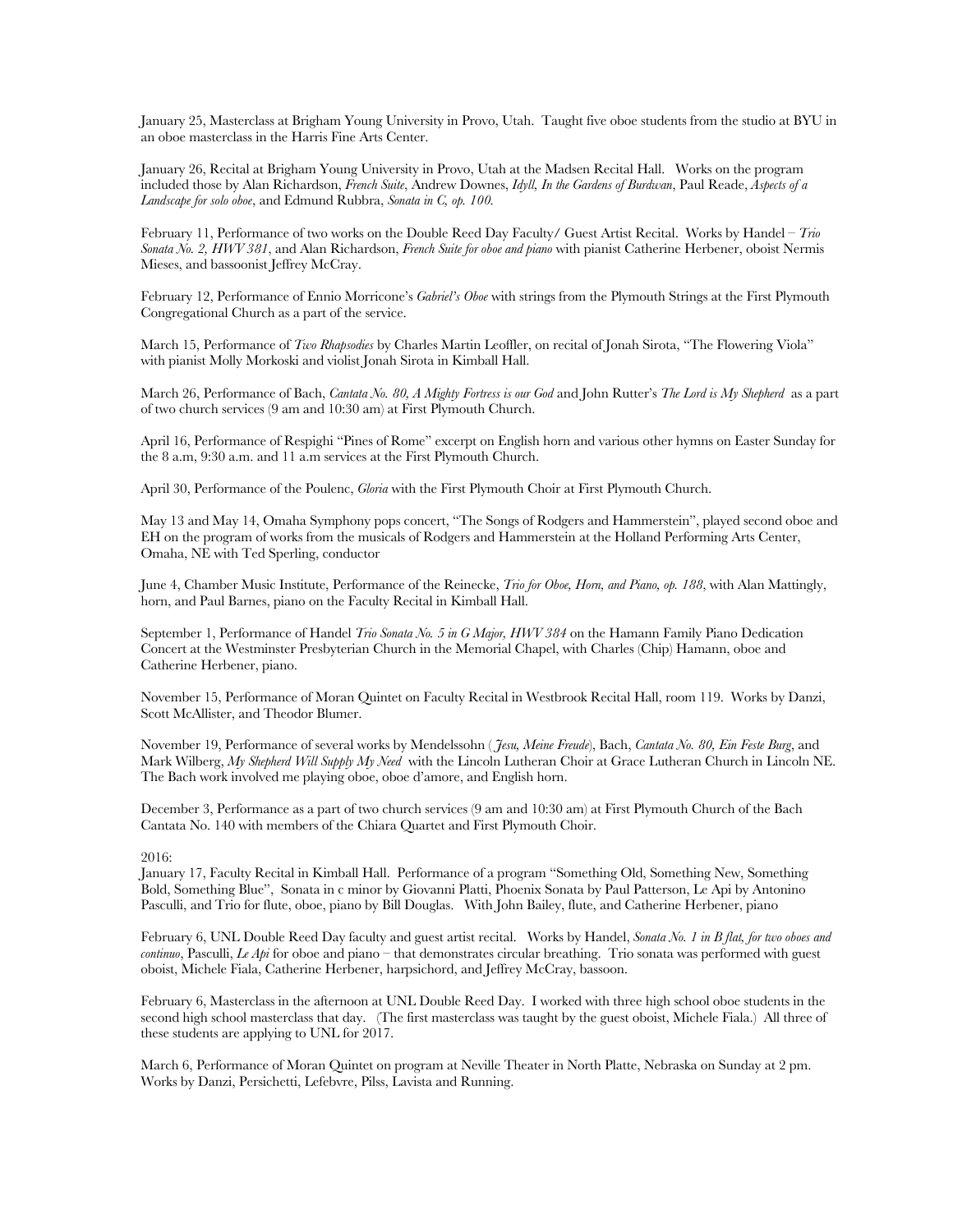January 25, Masterclass at Brigham Young University in Provo, Utah. Taught five oboe students from the studio at BYU in an oboe masterclass in the Harris Fine Arts Center.

January 26, Recital at Brigham Young University in Provo, Utah at the Madsen Recital Hall. Works on the program included those by Alan Richardson, *French Suite*, Andrew Downes, *Idyll, In the Gardens of Burdwan*, Paul Reade, *Aspects of a Landscape for solo oboe*, and Edmund Rubbra, *Sonata in C, op. 100.*

February 11, Performance of two works on the Double Reed Day Faculty/ Guest Artist Recital. Works by Handel – *Trio Sonata No. 2, HWV 381*, and Alan Richardson, *French Suite for oboe and piano* with pianist Catherine Herbener, oboist Nermis Mieses, and bassoonist Jeffrey McCray.

February 12, Performance of Ennio Morricone's *Gabriel's Oboe* with strings from the Plymouth Strings at the First Plymouth Congregational Church as a part of the service.

March 15, Performance of *Two Rhapsodies* by Charles Martin Leoffler, on recital of Jonah Sirota, "The Flowering Viola" with pianist Molly Morkoski and violist Jonah Sirota in Kimball Hall.

March 26, Performance of Bach, *Cantata No. 80, A Mighty Fortress is our God* and John Rutter's *The Lord is My Shepherd* as a part of two church services (9 am and 10:30 am) at First Plymouth Church.

April 16, Performance of Respighi "Pines of Rome" excerpt on English horn and various other hymns on Easter Sunday for the 8 a.m, 9:30 a.m. and 11 a.m services at the First Plymouth Church.

April 30, Performance of the Poulenc, *Gloria* with the First Plymouth Choir at First Plymouth Church.

May 13 and May 14, Omaha Symphony pops concert, "The Songs of Rodgers and Hammerstein", played second oboe and EH on the program of works from the musicals of Rodgers and Hammerstein at the Holland Performing Arts Center, Omaha, NE with Ted Sperling, conductor

June 4, Chamber Music Institute, Performance of the Reinecke, *Trio for Oboe, Horn, and Piano, op. 188*, with Alan Mattingly, horn, and Paul Barnes, piano on the Faculty Recital in Kimball Hall.

September 1, Performance of Handel *Trio Sonata No. 5 in G Major, HWV 384* on the Hamann Family Piano Dedication Concert at the Westminster Presbyterian Church in the Memorial Chapel, with Charles (Chip) Hamann, oboe and Catherine Herbener, piano.

November 15, Performance of Moran Quintet on Faculty Recital in Westbrook Recital Hall, room 119. Works by Danzi, Scott McAllister, and Theodor Blumer.

November 19, Performance of several works by Mendelssohn (*Jesu, Meine Freude*), Bach, *Cantata No. 80, Ein Feste Burg*, and Mark Wilberg, *My Shepherd Will Supply My Need* with the Lincoln Lutheran Choir at Grace Lutheran Church in Lincoln NE. The Bach work involved me playing oboe, oboe d'amore, and English horn.

December 3, Performance as a part of two church services (9 am and 10:30 am) at First Plymouth Church of the Bach Cantata No. 140 with members of the Chiara Quartet and First Plymouth Choir.

2016:

January 17, Faculty Recital in Kimball Hall. Performance of a program "Something Old, Something New, Something Bold, Something Blue", Sonata in c minor by Giovanni Platti, Phoenix Sonata by Paul Patterson, Le Api by Antonino Pasculli, and Trio for flute, oboe, piano by Bill Douglas. With John Bailey, flute, and Catherine Herbener, piano

February 6, UNL Double Reed Day faculty and guest artist recital. Works by Handel, *Sonata No. 1 in B flat, for two oboes and continuo*, Pasculli, *Le Api* for oboe and piano – that demonstrates circular breathing. Trio sonata was performed with guest oboist, Michele Fiala, Catherine Herbener, harpsichord, and Jeffrey McCray, bassoon.

February 6, Masterclass in the afternoon at UNL Double Reed Day. I worked with three high school oboe students in the second high school masterclass that day. (The first masterclass was taught by the guest oboist, Michele Fiala.) All three of these students are applying to UNL for 2017.

March 6, Performance of Moran Quintet on program at Neville Theater in North Platte, Nebraska on Sunday at 2 pm. Works by Danzi, Persichetti, Lefebvre, Pilss, Lavista and Running.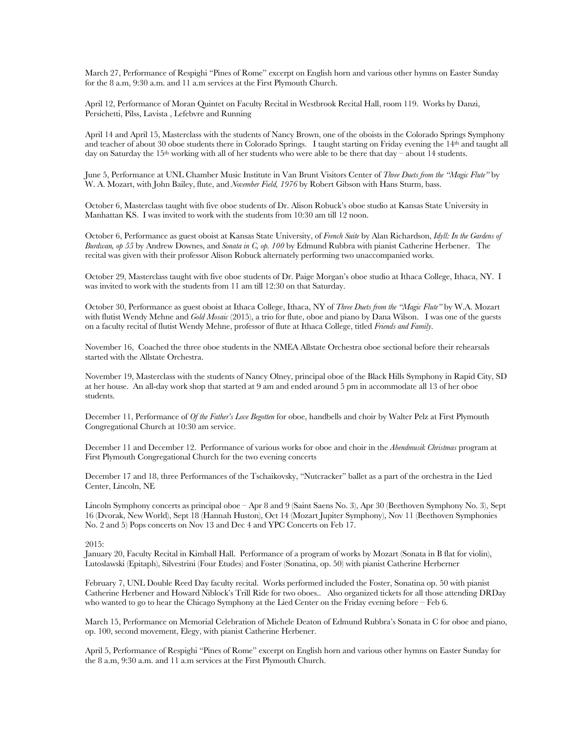March 27, Performance of Respighi "Pines of Rome" excerpt on English horn and various other hymns on Easter Sunday for the 8 a.m, 9:30 a.m. and 11 a.m services at the First Plymouth Church.

April 12, Performance of Moran Quintet on Faculty Recital in Westbrook Recital Hall, room 119. Works by Danzi, Persichetti, Pilss, Lavista , Lefebvre and Running

April 14 and April 15, Masterclass with the students of Nancy Brown, one of the oboists in the Colorado Springs Symphony and teacher of about 30 oboe students there in Colorado Springs. I taught starting on Friday evening the 14th and taught all day on Saturday the 15th working with all of her students who were able to be there that day – about 14 students.

June 5, Performance at UNL Chamber Music Institute in Van Brunt Visitors Center of *Three Duets from the "Magic Flute"* by W. A. Mozart, with John Bailey, flute, and *November Field, 1976* by Robert Gibson with Hans Sturm, bass.

October 6, Masterclass taught with five oboe students of Dr. Alison Robuck's oboe studio at Kansas State University in Manhattan KS. I was invited to work with the students from 10:30 am till 12 noon.

October 6, Performance as guest oboist at Kansas State University, of *French Suite* by Alan Richardson, *Idyll: In the Gardens of Burdwan, op 55* by Andrew Downes, and *Sonata in C, op. 100* by Edmund Rubbra with pianist Catherine Herbener. The recital was given with their professor Alison Robuck alternately performing two unaccompanied works.

October 29, Masterclass taught with five oboe students of Dr. Paige Morgan's oboe studio at Ithaca College, Ithaca, NY. I was invited to work with the students from 11 am till 12:30 on that Saturday.

October 30, Performance as guest oboist at Ithaca College, Ithaca, NY of *Three Duets from the "Magic Flute"* by W.A. Mozart with flutist Wendy Mehne and *Gold Mosaic* (2015), a trio for flute, oboe and piano by Dana Wilson. I was one of the guests on a faculty recital of flutist Wendy Mehne, professor of flute at Ithaca College, titled *Friends and Family*.

November 16, Coached the three oboe students in the NMEA Allstate Orchestra oboe sectional before their rehearsals started with the Allstate Orchestra.

November 19, Masterclass with the students of Nancy Olney, principal oboe of the Black Hills Symphony in Rapid City, SD at her house. An all-day work shop that started at 9 am and ended around 5 pm in accommodate all 13 of her oboe students.

December 11, Performance of *Of the Father's Love Begotten* for oboe, handbells and choir by Walter Pelz at First Plymouth Congregational Church at 10:30 am service.

December 11 and December 12. Performance of various works for oboe and choir in the *Abendmusik Christmas* program at First Plymouth Congregational Church for the two evening concerts

December 17 and 18, three Performances of the Tschaikovsky, "Nutcracker" ballet as a part of the orchestra in the Lied Center, Lincoln, NE

Lincoln Symphony concerts as principal oboe – Apr 8 and 9 (Saint Saens No. 3), Apr 30 (Beethoven Symphony No. 3), Sept 16 (Dvorak, New World), Sept 18 (Hannah Huston), Oct 14 (Mozart Jupiter Symphony), Nov 11 (Beethoven Symphonies No. 2 and 5) Pops concerts on Nov 13 and Dec 4 and YPC Concerts on Feb 17.

2015:

January 20, Faculty Recital in Kimball Hall. Performance of a program of works by Mozart (Sonata in B flat for violin), Lutoslawski (Epitaph), Silvestrini (Four Etudes) and Foster (Sonatina, op. 50) with pianist Catherine Herberner

February 7, UNL Double Reed Day faculty recital. Works performed included the Foster, Sonatina op. 50 with pianist Catherine Herbener and Howard Niblock's Trill Ride for two oboes.. Also organized tickets for all those attending DRDay who wanted to go to hear the Chicago Symphony at the Lied Center on the Friday evening before – Feb 6.

March 15, Performance on Memorial Celebration of Michele Deaton of Edmund Rubbra's Sonata in C for oboe and piano, op. 100, second movement, Elegy, with pianist Catherine Herbener.

April 5, Performance of Respighi "Pines of Rome" excerpt on English horn and various other hymns on Easter Sunday for the 8 a.m, 9:30 a.m. and 11 a.m services at the First Plymouth Church.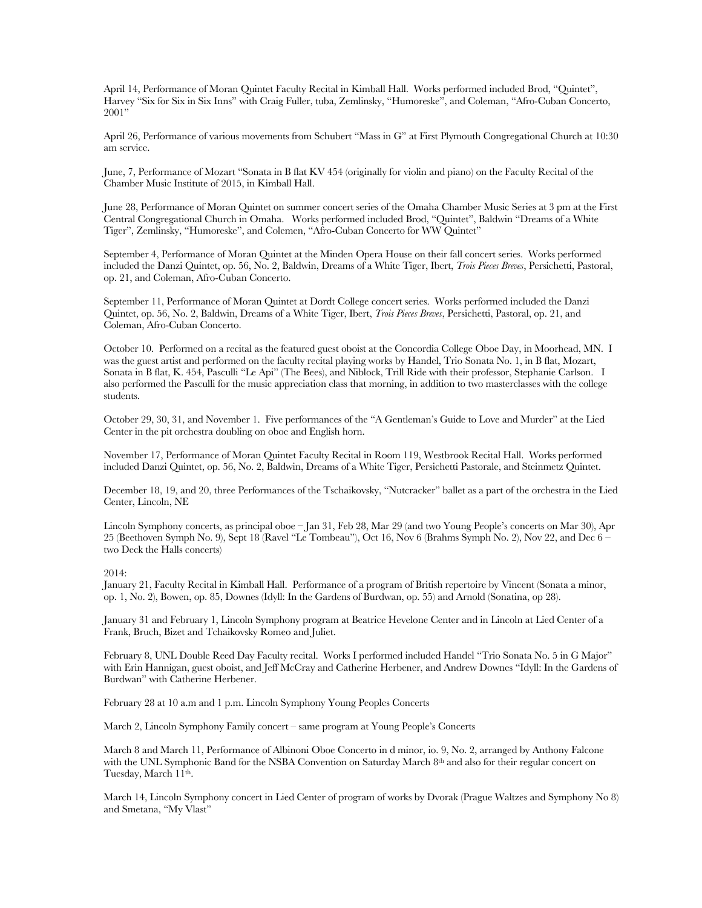April 14, Performance of Moran Quintet Faculty Recital in Kimball Hall. Works performed included Brod, "Quintet", Harvey "Six for Six in Six Inns" with Craig Fuller, tuba, Zemlinsky, "Humoreske", and Coleman, "Afro-Cuban Concerto, 2001"

April 26, Performance of various movements from Schubert "Mass in G" at First Plymouth Congregational Church at 10:30 am service.

June, 7, Performance of Mozart "Sonata in B flat KV 454 (originally for violin and piano) on the Faculty Recital of the Chamber Music Institute of 2015, in Kimball Hall.

June 28, Performance of Moran Quintet on summer concert series of the Omaha Chamber Music Series at 3 pm at the First Central Congregational Church in Omaha. Works performed included Brod, "Quintet", Baldwin "Dreams of a White Tiger", Zemlinsky, "Humoreske", and Colemen, "Afro-Cuban Concerto for WW Quintet"

September 4, Performance of Moran Quintet at the Minden Opera House on their fall concert series. Works performed included the Danzi Quintet, op. 56, No. 2, Baldwin, Dreams of a White Tiger, Ibert, *Trois Pieces Breves*, Persichetti, Pastoral, op. 21, and Coleman, Afro-Cuban Concerto.

September 11, Performance of Moran Quintet at Dordt College concert series. Works performed included the Danzi Quintet, op. 56, No. 2, Baldwin, Dreams of a White Tiger, Ibert, *Trois Pieces Breves*, Persichetti, Pastoral, op. 21, and Coleman, Afro-Cuban Concerto.

October 10. Performed on a recital as the featured guest oboist at the Concordia College Oboe Day, in Moorhead, MN. I was the guest artist and performed on the faculty recital playing works by Handel, Trio Sonata No. 1, in B flat, Mozart, Sonata in B flat, K. 454, Pasculli "Le Api" (The Bees), and Niblock, Trill Ride with their professor, Stephanie Carlson. I also performed the Pasculli for the music appreciation class that morning, in addition to two masterclasses with the college students.

October 29, 30, 31, and November 1. Five performances of the "A Gentleman's Guide to Love and Murder" at the Lied Center in the pit orchestra doubling on oboe and English horn.

November 17, Performance of Moran Quintet Faculty Recital in Room 119, Westbrook Recital Hall. Works performed included Danzi Quintet, op. 56, No. 2, Baldwin, Dreams of a White Tiger, Persichetti Pastorale, and Steinmetz Quintet.

December 18, 19, and 20, three Performances of the Tschaikovsky, "Nutcracker" ballet as a part of the orchestra in the Lied Center, Lincoln, NE

Lincoln Symphony concerts, as principal oboe – Jan 31, Feb 28, Mar 29 (and two Young People's concerts on Mar 30), Apr 25 (Beethoven Symph No. 9), Sept 18 (Ravel "Le Tombeau"), Oct 16, Nov 6 (Brahms Symph No. 2), Nov 22, and Dec 6 – two Deck the Halls concerts)

2014:

January 21, Faculty Recital in Kimball Hall. Performance of a program of British repertoire by Vincent (Sonata a minor, op. 1, No. 2), Bowen, op. 85, Downes (Idyll: In the Gardens of Burdwan, op. 55) and Arnold (Sonatina, op 28).

January 31 and February 1, Lincoln Symphony program at Beatrice Hevelone Center and in Lincoln at Lied Center of a Frank, Bruch, Bizet and Tchaikovsky Romeo and Juliet.

February 8, UNL Double Reed Day Faculty recital. Works I performed included Handel "Trio Sonata No. 5 in G Major" with Erin Hannigan, guest oboist, and Jeff McCray and Catherine Herbener, and Andrew Downes "Idyll: In the Gardens of Burdwan" with Catherine Herbener.

February 28 at 10 a.m and 1 p.m. Lincoln Symphony Young Peoples Concerts

March 2, Lincoln Symphony Family concert – same program at Young People's Concerts

March 8 and March 11, Performance of Albinoni Oboe Concerto in d minor, io. 9, No. 2, arranged by Anthony Falcone with the UNL Symphonic Band for the NSBA Convention on Saturday March 8th and also for their regular concert on Tuesday, March 11th.

March 14, Lincoln Symphony concert in Lied Center of program of works by Dvorak (Prague Waltzes and Symphony No 8) and Smetana, "My Vlast"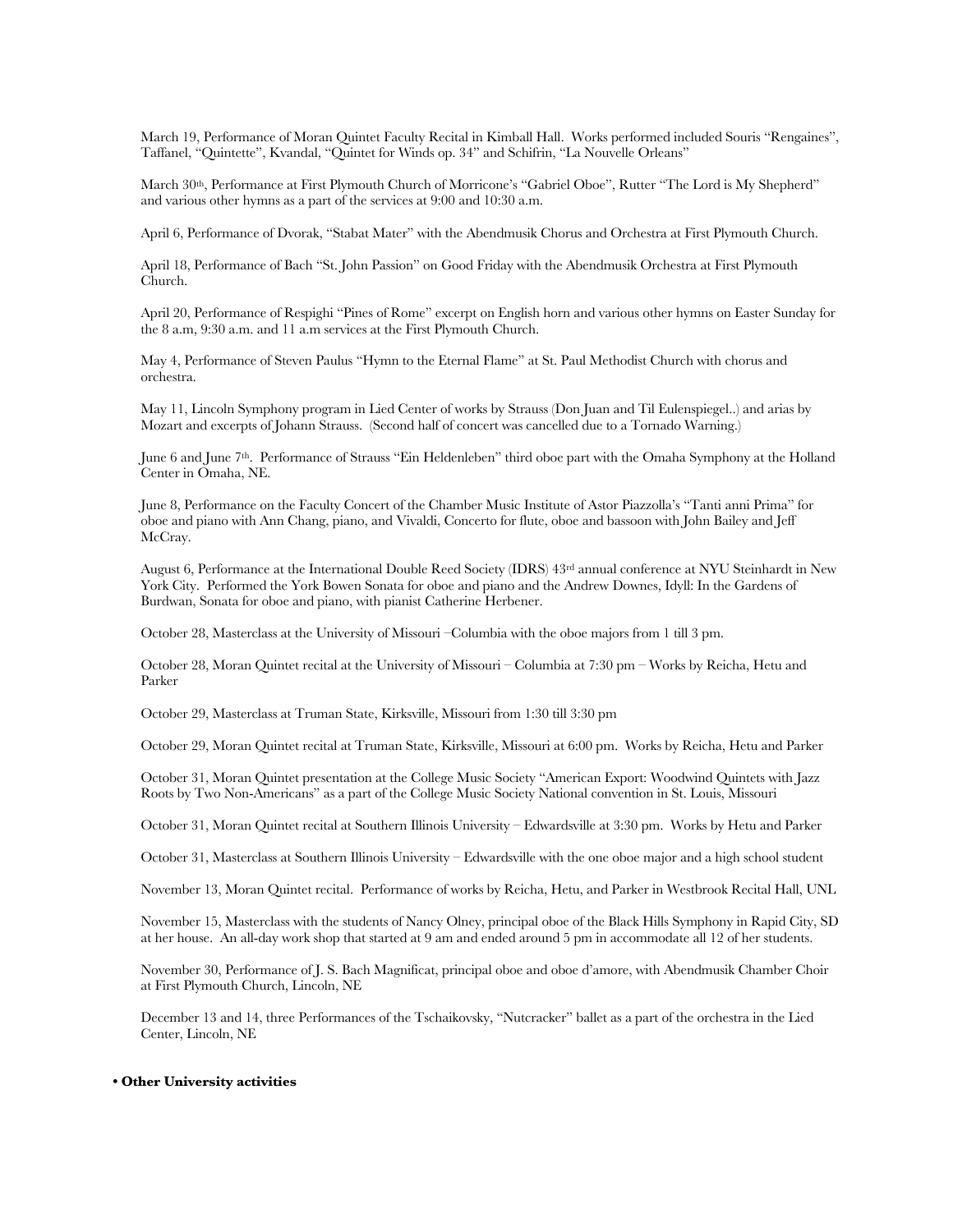March 19, Performance of Moran Quintet Faculty Recital in Kimball Hall. Works performed included Souris "Rengaines", Taffanel, "Quintette", Kvandal, "Quintet for Winds op. 34" and Schifrin, "La Nouvelle Orleans"

March 30th, Performance at First Plymouth Church of Morricone's "Gabriel Oboe", Rutter "The Lord is My Shepherd" and various other hymns as a part of the services at 9:00 and 10:30 a.m.

April 6, Performance of Dvorak, "Stabat Mater" with the Abendmusik Chorus and Orchestra at First Plymouth Church.

April 18, Performance of Bach "St. John Passion" on Good Friday with the Abendmusik Orchestra at First Plymouth Church.

April 20, Performance of Respighi "Pines of Rome" excerpt on English horn and various other hymns on Easter Sunday for the 8 a.m, 9:30 a.m. and 11 a.m services at the First Plymouth Church.

May 4, Performance of Steven Paulus "Hymn to the Eternal Flame" at St. Paul Methodist Church with chorus and orchestra.

May 11, Lincoln Symphony program in Lied Center of works by Strauss (Don Juan and Til Eulenspiegel..) and arias by Mozart and excerpts of Johann Strauss. (Second half of concert was cancelled due to a Tornado Warning.)

June 6 and June 7th. Performance of Strauss "Ein Heldenleben" third oboe part with the Omaha Symphony at the Holland Center in Omaha, NE.

June 8, Performance on the Faculty Concert of the Chamber Music Institute of Astor Piazzolla's "Tanti anni Prima" for oboe and piano with Ann Chang, piano, and Vivaldi, Concerto for flute, oboe and bassoon with John Bailey and Jeff McCray.

August 6, Performance at the International Double Reed Society (IDRS) 43rd annual conference at NYU Steinhardt in New York City. Performed the York Bowen Sonata for oboe and piano and the Andrew Downes, Idyll: In the Gardens of Burdwan, Sonata for oboe and piano, with pianist Catherine Herbener.

October 28, Masterclass at the University of Missouri –Columbia with the oboe majors from 1 till 3 pm.

October 28, Moran Quintet recital at the University of Missouri – Columbia at 7:30 pm – Works by Reicha, Hetu and Parker

October 29, Masterclass at Truman State, Kirksville, Missouri from 1:30 till 3:30 pm

October 29, Moran Quintet recital at Truman State, Kirksville, Missouri at 6:00 pm. Works by Reicha, Hetu and Parker

October 31, Moran Quintet presentation at the College Music Society "American Export: Woodwind Quintets with Jazz Roots by Two Non-Americans" as a part of the College Music Society National convention in St. Louis, Missouri

October 31, Moran Quintet recital at Southern Illinois University – Edwardsville at 3:30 pm. Works by Hetu and Parker

October 31, Masterclass at Southern Illinois University – Edwardsville with the one oboe major and a high school student

November 13, Moran Quintet recital. Performance of works by Reicha, Hetu, and Parker in Westbrook Recital Hall, UNL

November 15, Masterclass with the students of Nancy Olney, principal oboe of the Black Hills Symphony in Rapid City, SD at her house. An all-day work shop that started at 9 am and ended around 5 pm in accommodate all 12 of her students.

November 30, Performance of J. S. Bach Magnificat, principal oboe and oboe d'amore, with Abendmusik Chamber Choir at First Plymouth Church, Lincoln, NE

December 13 and 14, three Performances of the Tschaikovsky, "Nutcracker" ballet as a part of the orchestra in the Lied Center, Lincoln, NE

- **Other University activities**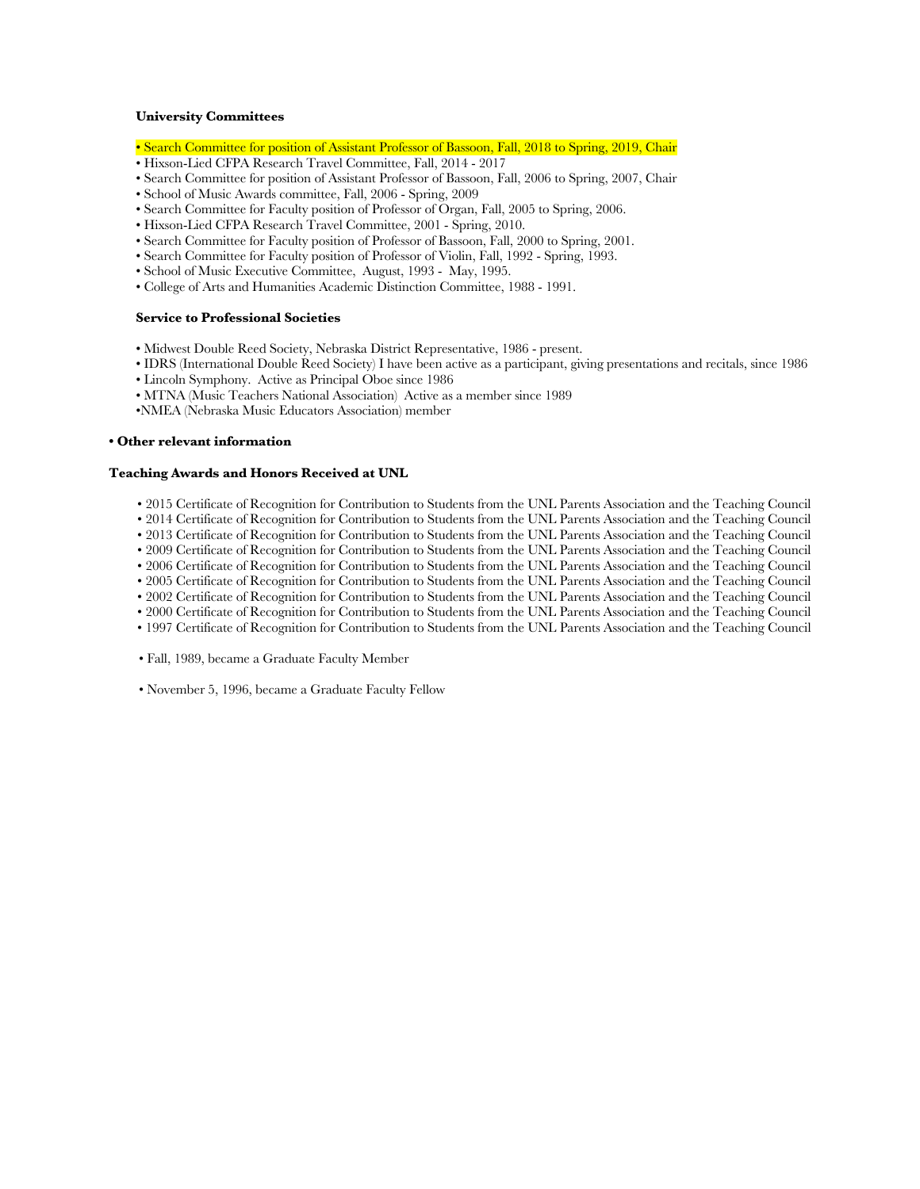**University Committees**

- Search Committee for position of Assistant Professor of Bassoon, Fall, 2018 to Spring, 2019, Chair
- Hixson-Lied CFPA Research Travel Committee, Fall, 2014 - 2017
- Search Committee for position of Assistant Professor of Bassoon, Fall, 2006 to Spring, 2007, Chair
- School of Music Awards committee, Fall, 2006 - Spring, 2009
- Search Committee for Faculty position of Professor of Organ, Fall, 2005 to Spring, 2006.
- Hixson-Lied CFPA Research Travel Committee, 2001 - Spring, 2010.
- Search Committee for Faculty position of Professor of Bassoon, Fall, 2000 to Spring, 2001.
- Search Committee for Faculty position of Professor of Violin, Fall, 1992 - Spring, 1993.
- School of Music Executive Committee, August, 1993 - May, 1995.
- College of Arts and Humanities Academic Distinction Committee, 1988 - 1991.

**Service to Professional Societies**

- Midwest Double Reed Society, Nebraska District Representative, 1986 - present.
- IDRS (International Double Reed Society) I have been active as a participant, giving presentations and recitals, since 1986
- Lincoln Symphony. Active as Principal Oboe since 1986
- MTNA (Music Teachers National Association) Active as a member since 1989
- NMEA (Nebraska Music Educators Association) member

**• Other relevant information**

**Teaching Awards and Honors Received at UNL**

- 2015 Certificate of Recognition for Contribution to Students from the UNL Parents Association and the Teaching Council
- 2014 Certificate of Recognition for Contribution to Students from the UNL Parents Association and the Teaching Council
- 2013 Certificate of Recognition for Contribution to Students from the UNL Parents Association and the Teaching Council
- 2009 Certificate of Recognition for Contribution to Students from the UNL Parents Association and the Teaching Council
- 2006 Certificate of Recognition for Contribution to Students from the UNL Parents Association and the Teaching Council
- 2005 Certificate of Recognition for Contribution to Students from the UNL Parents Association and the Teaching Council
- 2002 Certificate of Recognition for Contribution to Students from the UNL Parents Association and the Teaching Council
- 2000 Certificate of Recognition for Contribution to Students from the UNL Parents Association and the Teaching Council
- 1997 Certificate of Recognition for Contribution to Students from the UNL Parents Association and the Teaching Council

- Fall, 1989, became a Graduate Faculty Member

- November 5, 1996, became a Graduate Faculty Fellow